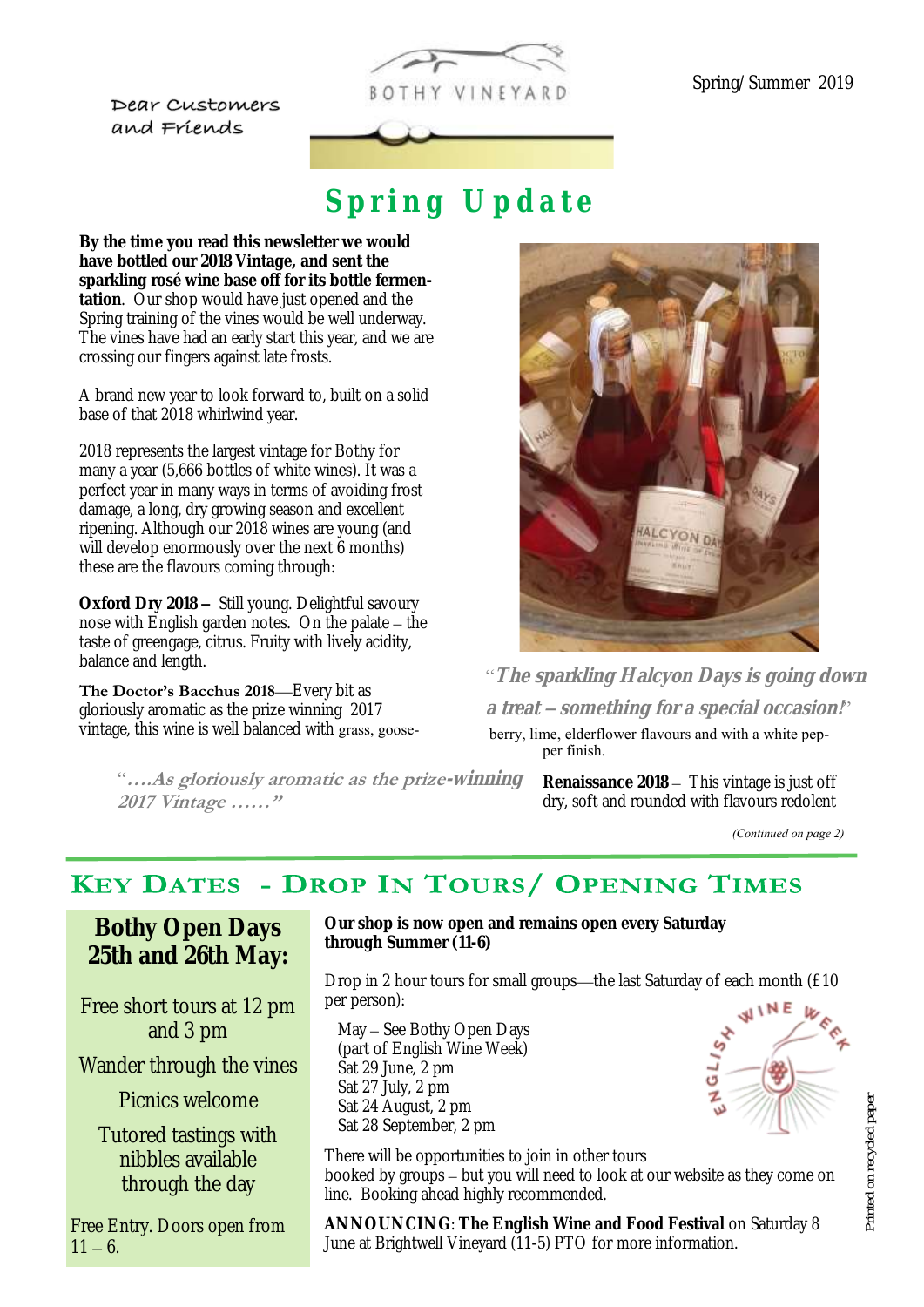Dear Customers and Friends

BOTHY VINEYARD

Spring/Summer 2019

# Spring Update

**By the time you read this newsletter we would have bottled our 2018 Vintage, and sent the sparkling rosé wine base off for its bottle fermentation**. Our shop would have just opened and the Spring training of the vines would be well underway. The vines have had an early start this year, and we are crossing our fingers against late frosts.

A brand new year to look forward to, built on a solid base of that 2018 whirlwind year.

2018 represents the largest vintage for Bothy for many a year (5,666 bottles of white wines). It was a perfect year in many ways in terms of avoiding frost damage, a long, dry growing season and excellent ripening. Although our 2018 wines are young (and will develop enormously over the next 6 months) these are the flavours coming through:

**Oxford Dry 2018 –** Still young. Delightful savoury nose with English garden notes. On the palate – the taste of greengage, citrus. Fruity with lively acidity, balance and length.

**The Doctor's Bacchus 2018**—Every bit as gloriously aromatic as the prize winning 2017 vintage, this wine is well balanced with grass, gooseberry, lime, elderflower flavours and with a white pepper finish.

*"….As gloriously aromatic as the prize-winning 2017 Vintage ……"*

*"The sparkling Halcyon Days is going down a treat – something for a special occasion!"*

**Renaissance 2018** – This vintage is just off dry, soft and rounded with flavours redolent

*(Continued on page 2)*

## KEY DATES - DROP IN TOURS/ OPENING TIMES

**Bothy Open Days 25th and 26th May:**

Free short tours at 12 pm and 3 pm

Wander through the vines

Picnics welcome

Tutored tastings with nibbles available through the day

Free Entry. Doors open from 11 – 6.

**Our shop is now open and remains open every Saturday through Summer (11-6)**

Drop in 2 hour tours for small groups—the last Saturday of each month (£10 per person):

- May – See Bothy Open Days (part of English Wine Week)
- Sat 29 June, 2 pm
- Sat 27 July, 2 pm
- Sat 24 August, 2 pm
- Sat 28 September, 2 pm

ENGLISH WINE WEEK

There will be opportunities to join in other tours booked by groups – but you will need to look at our website as they come on line. Booking ahead highly recommended.

**ANNOUNCING**: **The English Wine and Food Festival** on Saturday 8 June at Brightwell Vineyard (11-5) PTO for more information.

Printed on recycled paper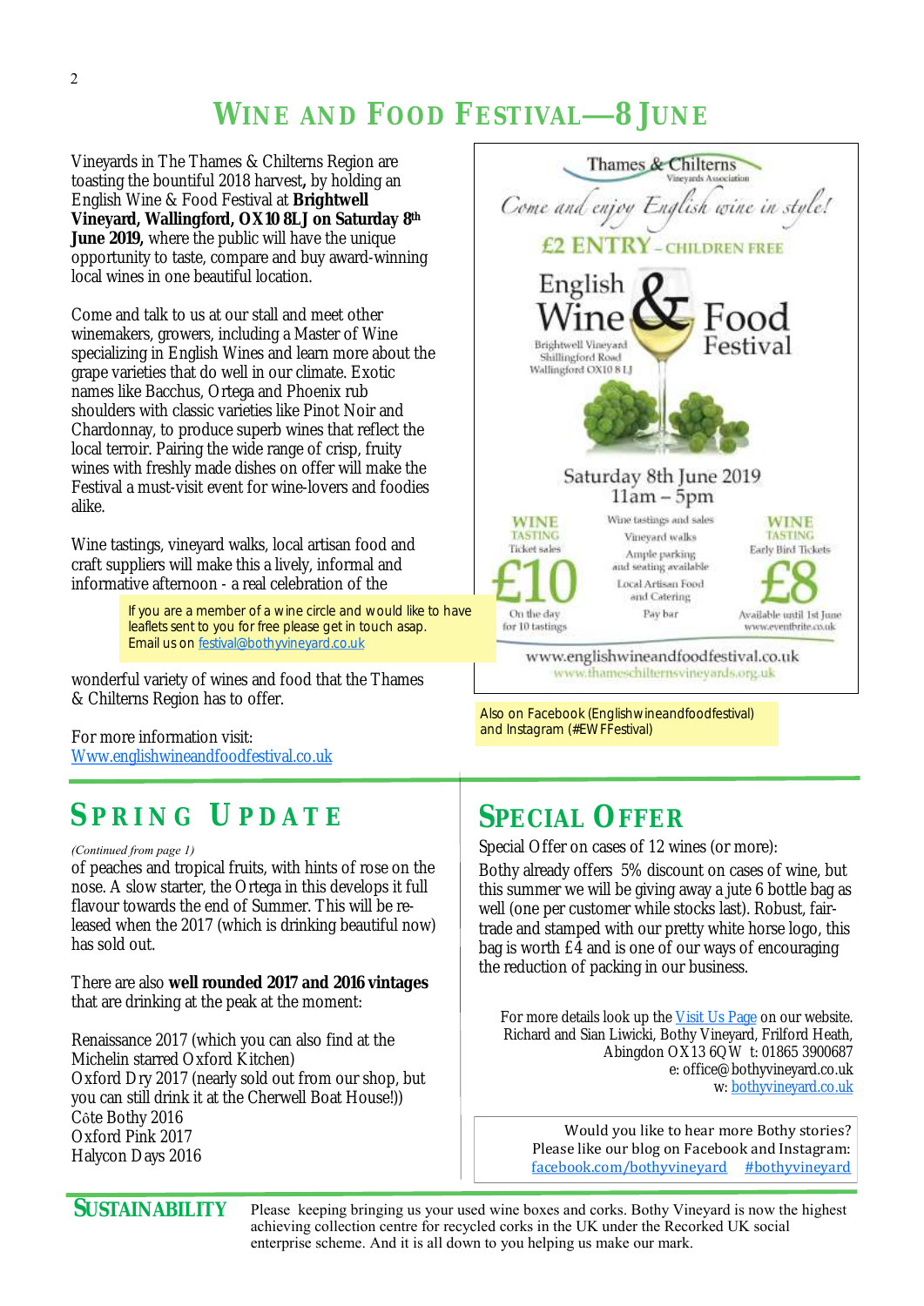# WINE AND FOOD FESTIVAL—8 JUNE

Vineyards in The Thames & Chilterns Region are toasting the bountiful 2018 harvest**,** by holding an English Wine & Food Festival at **Brightwell Vineyard, Wallingford, OX10 8LJ on Saturday 8th June 2019,** where the public will have the unique opportunity to taste, compare and buy award-winning local wines in one beautiful location.

Come and talk to us at our stall and meet other winemakers, growers, including a Master of Wine specializing in English Wines and learn more about the grape varieties that do well in our climate. Exotic names like Bacchus, Ortega and Phoenix rub shoulders with classic varieties like Pinot Noir and Chardonnay, to produce superb wines that reflect the local terroir. Pairing the wide range of crisp, fruity wines with freshly made dishes on offer will make the Festival a must-visit event for wine-lovers and foodies alike.

Wine tastings, vineyard walks, local artisan food and craft suppliers will make this a lively, informal and informative afternoon - a real celebration of the wonderful variety of wines and food that the Thames & Chilterns Region has to offer.

If you are a member of a wine circle and would like to have leaflets sent to you for free please get in touch asap. Email us on festival@bothyvineyard.co.uk

For more information visit: Www.englishwineandfoodfestival.co.uk

Thames & Chilterns
Vineyards Association

Come and enjoy English wine in style!

£2 ENTRY – CHILDREN FREE

English Wine & Food Festival

Brightwell Vineyard
Shillingford Road
Wallingford OX10 8LJ

Saturday 8th June 2019
11am – 5pm

WINE TASTING
Ticket sales
£10
On the day for 10 tastings

Wine tastings and sales
Vineyard walks
Ample parking and seating available
Local Artisan Food and Catering
Pay bar

WINE TASTING
Early Bird Tickets
£8
Available until 1st June
www.eventbrite.co.uk

www.englishwineandfoodfestival.co.uk
www.thameschilternsvineyards.org.uk

Also on Facebook (Englishwineandfoodfestival) and Instagram (#EWFFestival)

# SPRING UPDATE

*(Continued from page 1)*

of peaches and tropical fruits, with hints of rose on the nose. A slow starter, the Ortega in this develops it full flavour towards the end of Summer. This will be re-leased when the 2017 (which is drinking beautiful now) has sold out.

There are also **well rounded 2017 and 2016 vintages** that are drinking at the peak at the moment:

Renaissance 2017 (which you can also find at the Michelin starred Oxford Kitchen)
Oxford Dry 2017 (nearly sold out from our shop, but you can still drink it at the Cherwell Boat House!))
Côte Bothy 2016
Oxford Pink 2017
Halycon Days 2016

# SPECIAL OFFER

Special Offer on cases of 12 wines (or more):

Bothy already offers 5% discount on cases of wine, but this summer we will be giving away a jute 6 bottle bag as well (one per customer while stocks last). Robust, fair-trade and stamped with our pretty white horse logo, this bag is worth £4 and is one of our ways of encouraging the reduction of packing in our business.

For more details look up the Visit Us Page on our website.
Richard and Sian Liwicki, Bothy Vineyard, Frilford Heath, Abingdon OX13 6QW t: 01865 3900687
e: office@bothyvineyard.co.uk
w: bothyvineyard.co.uk

Would you like to hear more Bothy stories?
Please like our blog on Facebook and Instagram:
facebook.com/bothyvineyard #bothyvineyard

## SUSTAINABILITY

Please keeping bringing us your used wine boxes and corks. Bothy Vineyard is now the highest achieving collection centre for recycled corks in the UK under the Recorked UK social enterprise scheme. And it is all down to you helping us make our mark.